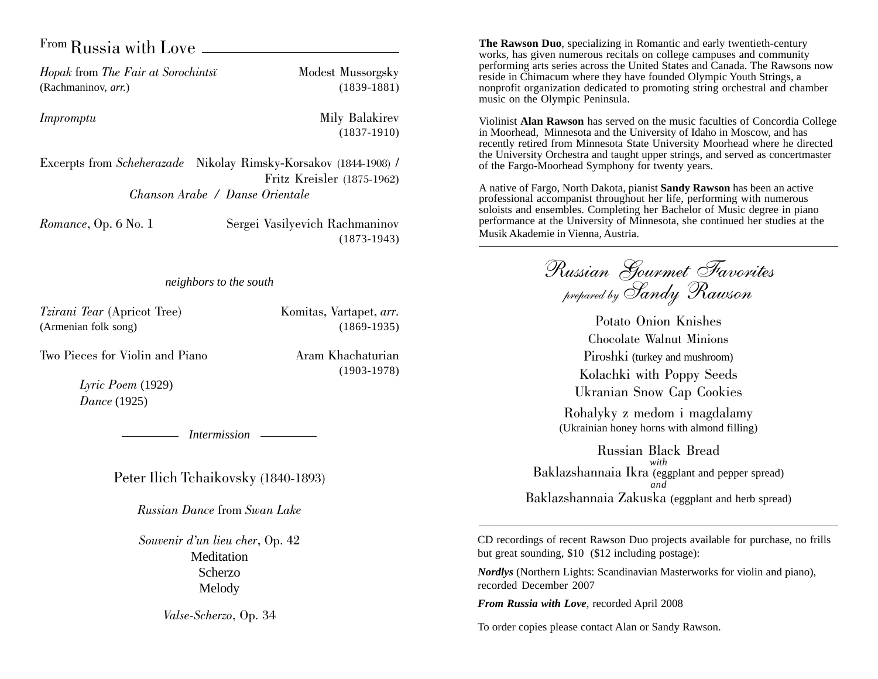## From Russia with Love

*Hopak* from *The Fair at Sorochintsï* — Modest Mussorgsky
(Rachmaninov, *arr.*) — (1839-1881)

*Impromptu* — Mily Balakirev
(1837-1910)

Excerpts from *Scheherazade* — Nikolay Rimsky-Korsakov (1844-1908) / Fritz Kreisler (1875-1962)
*Chanson Arabe / Danse Orientale*

*Romance*, Op. 6 No. 1 — Sergei Vasilyevich Rachmaninov
(1873-1943)

*neighbors to the south*

*Tzirani Tear* (Apricot Tree) — Komitas, Vartapet, *arr.*
(Armenian folk song) — (1869-1935)

Two Pieces for Violin and Piano — Aram Khachaturian
(1903-1978)

*Lyric Poem* (1929)
*Dance* (1925)

*Intermission*

Peter Ilich Tchaikovsky (1840-1893)

*Russian Dance* from *Swan Lake*

*Souvenir d'un lieu cher*, Op. 42
Meditation
Scherzo
Melody

*Valse-Scherzo*, Op. 34

**The Rawson Duo**, specializing in Romantic and early twentieth-century works, has given numerous recitals on college campuses and community performing arts series across the United States and Canada. The Rawsons now reside in Chimacum where they have founded Olympic Youth Strings, a nonprofit organization dedicated to promoting string orchestral and chamber music on the Olympic Peninsula.

Violinist **Alan Rawson** has served on the music faculties of Concordia College in Moorhead, Minnesota and the University of Idaho in Moscow, and has recently retired from Minnesota State University Moorhead where he directed the University Orchestra and taught upper strings, and served as concertmaster of the Fargo-Moorhead Symphony for twenty years.

A native of Fargo, North Dakota, pianist **Sandy Rawson** has been an active professional accompanist throughout her life, performing with numerous soloists and ensembles. Completing her Bachelor of Music degree in piano performance at the University of Minnesota, she continued her studies at the Musik Akademie in Vienna, Austria.

---

## Russian Gourmet Favorites
*prepared by* Sandy Rawson

Potato Onion Knishes
Chocolate Walnut Minions
Piroshki (turkey and mushroom)
Kolachki with Poppy Seeds
Ukranian Snow Cap Cookies

Rohalyky z medom i magdalamy
(Ukrainian honey horns with almond filling)

Russian Black Bread
*with*
Baklazshannaia Ikra (eggplant and pepper spread)
*and*
Baklazshannaia Zakuska (eggplant and herb spread)

---

CD recordings of recent Rawson Duo projects available for purchase, no frills but great sounding, $10 ($12 including postage):

***Nordlys*** (Northern Lights: Scandinavian Masterworks for violin and piano), recorded December 2007

***From Russia with Love***, recorded April 2008

To order copies please contact Alan or Sandy Rawson.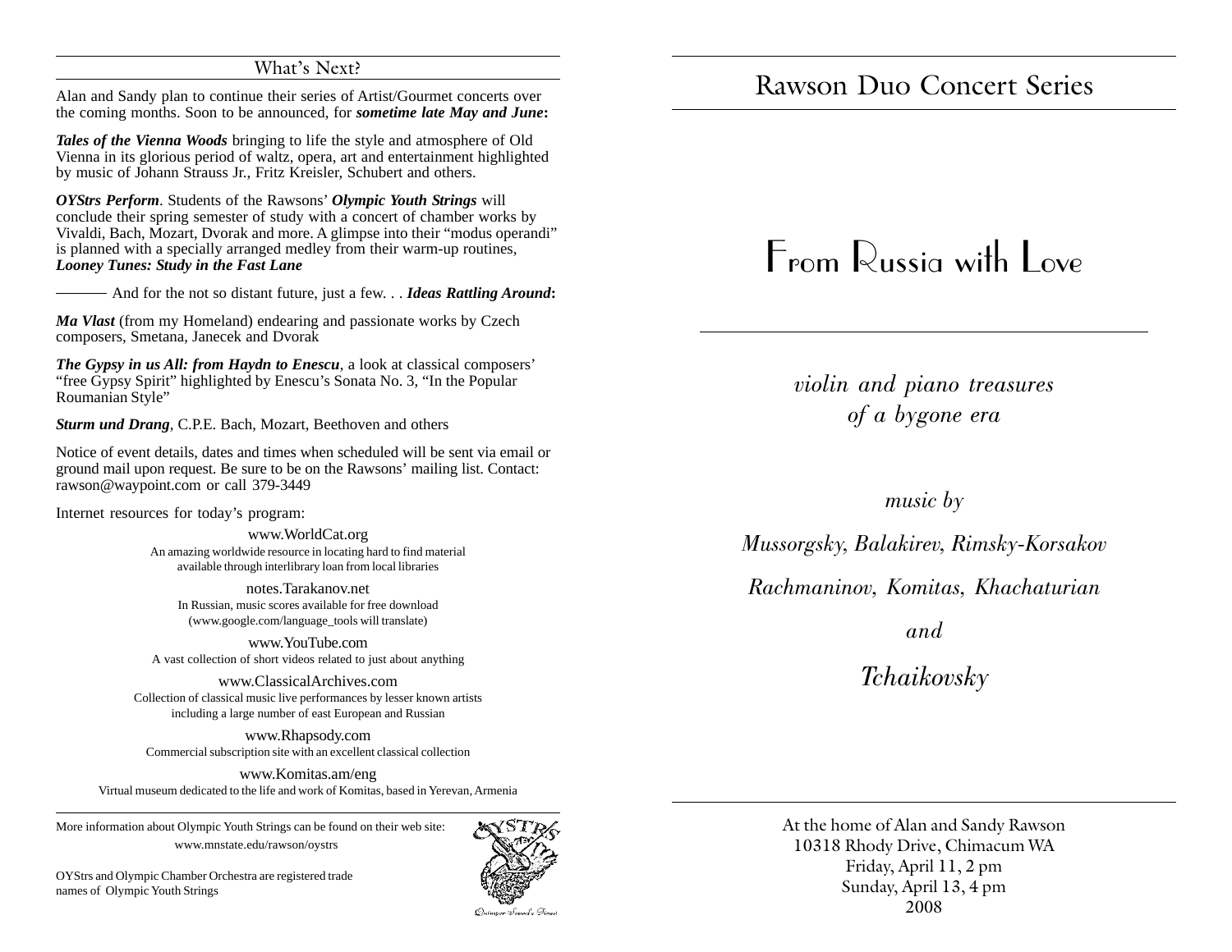## What's Next?

Alan and Sandy plan to continue their series of Artist/Gourmet concerts over the coming months. Soon to be announced, for ***sometime late May and June*:**

***Tales of the Vienna Woods*** bringing to life the style and atmosphere of Old Vienna in its glorious period of waltz, opera, art and entertainment highlighted by music of Johann Strauss Jr., Fritz Kreisler, Schubert and others.

***OYStrs Perform***. Students of the Rawsons' ***Olympic Youth Strings*** will conclude their spring semester of study with a concert of chamber works by Vivaldi, Bach, Mozart, Dvorak and more. A glimpse into their "modus operandi" is planned with a specially arranged medley from their warm-up routines, ***Looney Tunes: Study in the Fast Lane***

——— And for the not so distant future, just a few. . . ***Ideas Rattling Around*:**

***Ma Vlast*** (from my Homeland) endearing and passionate works by Czech composers, Smetana, Janecek and Dvorak

***The Gypsy in us All: from Haydn to Enescu***, a look at classical composers' "free Gypsy Spirit" highlighted by Enescu's Sonata No. 3, "In the Popular Roumanian Style"

***Sturm und Drang***, C.P.E. Bach, Mozart, Beethoven and others

Notice of event details, dates and times when scheduled will be sent via email or ground mail upon request. Be sure to be on the Rawsons' mailing list. Contact: rawson@waypoint.com or call 379-3449

Internet resources for today's program:

www.WorldCat.org
An amazing worldwide resource in locating hard to find material available through interlibrary loan from local libraries

notes.Tarakanov.net
In Russian, music scores available for free download (www.google.com/language_tools will translate)

www.YouTube.com
A vast collection of short videos related to just about anything

www.ClassicalArchives.com
Collection of classical music live performances by lesser known artists including a large number of east European and Russian

www.Rhapsody.com
Commercial subscription site with an excellent classical collection

www.Komitas.am/eng
Virtual museum dedicated to the life and work of Komitas, based in Yerevan, Armenia

More information about Olympic Youth Strings can be found on their web site: www.mnstate.edu/rawson/oystrs

OYStrs and Olympic Chamber Orchestra are registered trade names of Olympic Youth Strings

# Rawson Duo Concert Series

# From Russia with Love

*violin and piano treasures of a bygone era*

*music by*

*Mussorgsky, Balakirev, Rimsky-Korsakov*

*Rachmaninov, Komitas, Khachaturian*

*and*

*Tchaikovsky*

At the home of Alan and Sandy Rawson
10318 Rhody Drive, Chimacum WA
Friday, April 11, 2 pm
Sunday, April 13, 4 pm
2008